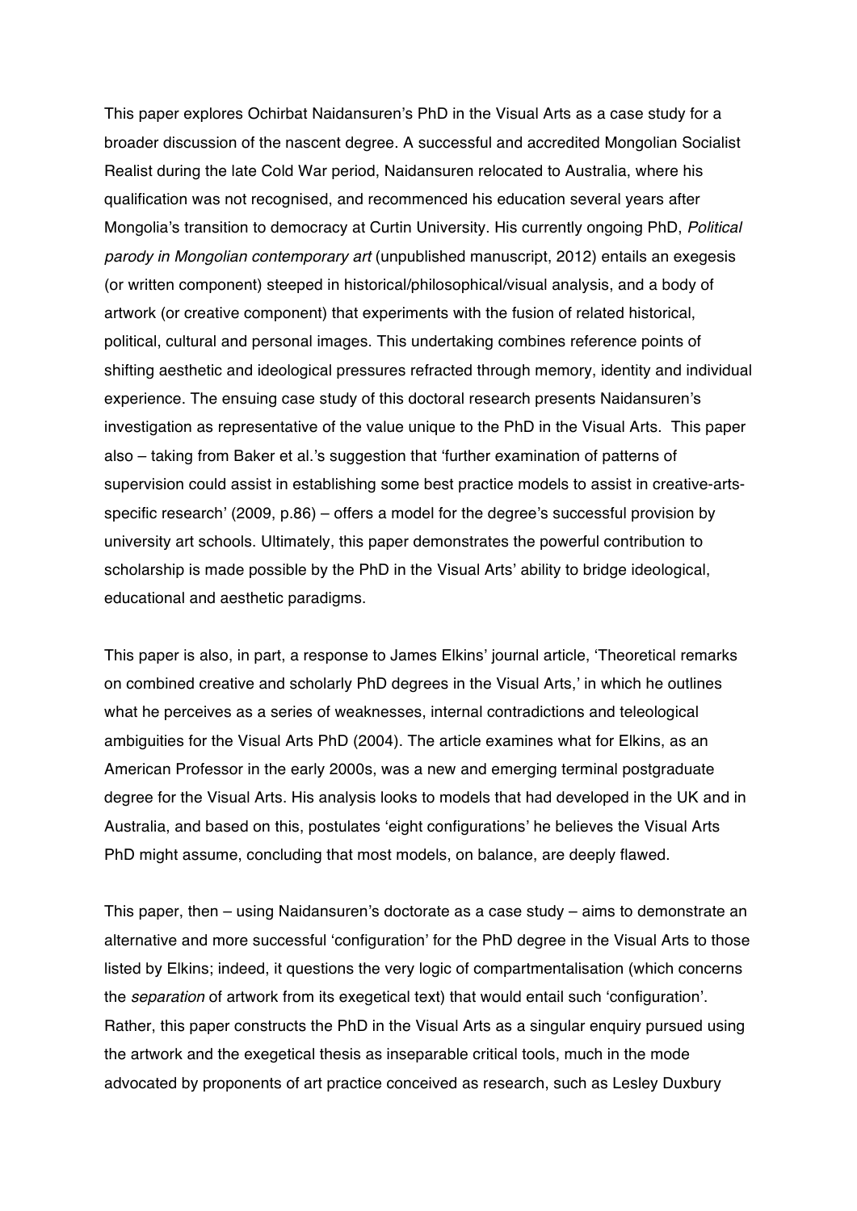This paper explores Ochirbat Naidansuren's PhD in the Visual Arts as a case study for a broader discussion of the nascent degree. A successful and accredited Mongolian Socialist Realist during the late Cold War period, Naidansuren relocated to Australia, where his qualification was not recognised, and recommenced his education several years after Mongolia's transition to democracy at Curtin University. His currently ongoing PhD, *Political parody in Mongolian contemporary art* (unpublished manuscript, 2012) entails an exegesis (or written component) steeped in historical/philosophical/visual analysis, and a body of artwork (or creative component) that experiments with the fusion of related historical, political, cultural and personal images. This undertaking combines reference points of shifting aesthetic and ideological pressures refracted through memory, identity and individual experience. The ensuing case study of this doctoral research presents Naidansuren's investigation as representative of the value unique to the PhD in the Visual Arts. This paper also – taking from Baker et al.'s suggestion that 'further examination of patterns of supervision could assist in establishing some best practice models to assist in creative-arts-specific research' (2009, p.86) – offers a model for the degree's successful provision by university art schools. Ultimately, this paper demonstrates the powerful contribution to scholarship is made possible by the PhD in the Visual Arts' ability to bridge ideological, educational and aesthetic paradigms.

This paper is also, in part, a response to James Elkins' journal article, 'Theoretical remarks on combined creative and scholarly PhD degrees in the Visual Arts,' in which he outlines what he perceives as a series of weaknesses, internal contradictions and teleological ambiguities for the Visual Arts PhD (2004). The article examines what for Elkins, as an American Professor in the early 2000s, was a new and emerging terminal postgraduate degree for the Visual Arts. His analysis looks to models that had developed in the UK and in Australia, and based on this, postulates 'eight configurations' he believes the Visual Arts PhD might assume, concluding that most models, on balance, are deeply flawed.

This paper, then – using Naidansuren's doctorate as a case study – aims to demonstrate an alternative and more successful 'configuration' for the PhD degree in the Visual Arts to those listed by Elkins; indeed, it questions the very logic of compartmentalisation (which concerns the *separation* of artwork from its exegetical text) that would entail such 'configuration'. Rather, this paper constructs the PhD in the Visual Arts as a singular enquiry pursued using the artwork and the exegetical thesis as inseparable critical tools, much in the mode advocated by proponents of art practice conceived as research, such as Lesley Duxbury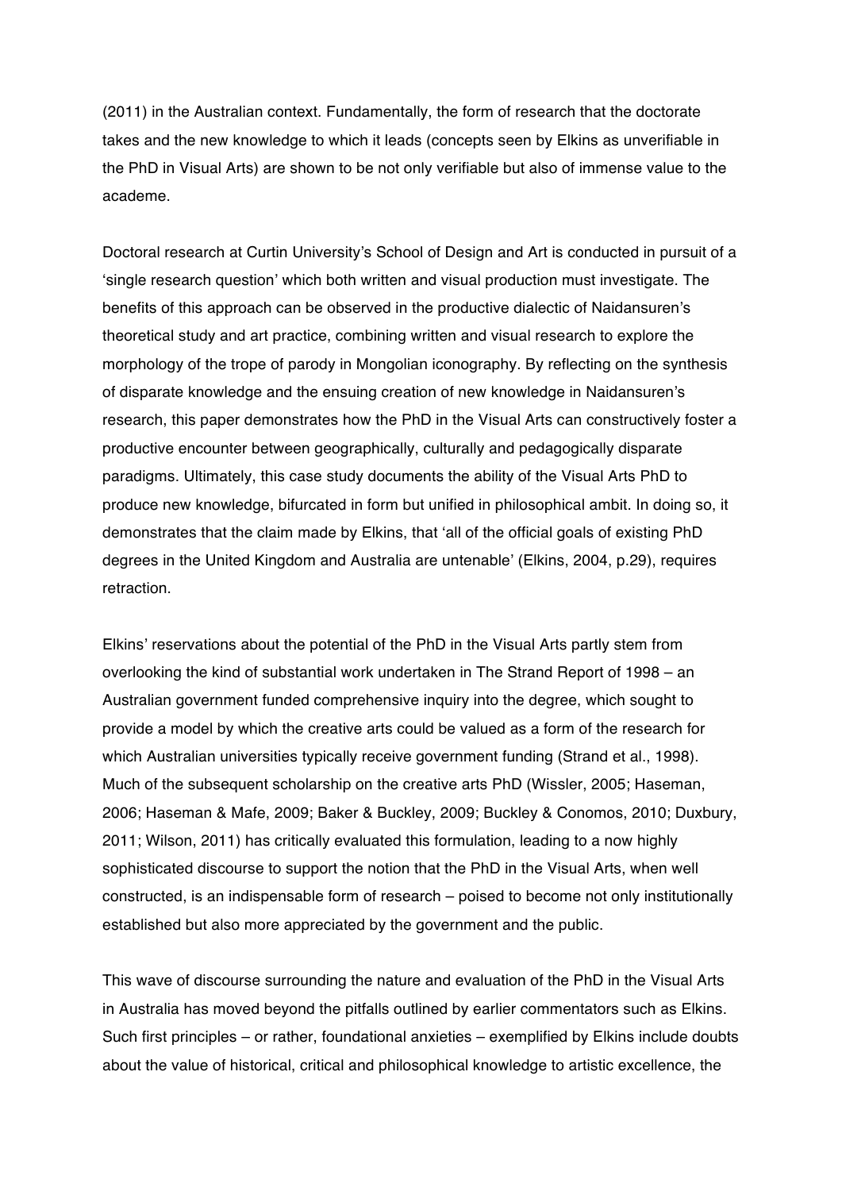(2011) in the Australian context. Fundamentally, the form of research that the doctorate takes and the new knowledge to which it leads (concepts seen by Elkins as unverifiable in the PhD in Visual Arts) are shown to be not only verifiable but also of immense value to the academe.

Doctoral research at Curtin University's School of Design and Art is conducted in pursuit of a 'single research question' which both written and visual production must investigate. The benefits of this approach can be observed in the productive dialectic of Naidansuren's theoretical study and art practice, combining written and visual research to explore the morphology of the trope of parody in Mongolian iconography. By reflecting on the synthesis of disparate knowledge and the ensuing creation of new knowledge in Naidansuren's research, this paper demonstrates how the PhD in the Visual Arts can constructively foster a productive encounter between geographically, culturally and pedagogically disparate paradigms. Ultimately, this case study documents the ability of the Visual Arts PhD to produce new knowledge, bifurcated in form but unified in philosophical ambit. In doing so, it demonstrates that the claim made by Elkins, that 'all of the official goals of existing PhD degrees in the United Kingdom and Australia are untenable' (Elkins, 2004, p.29), requires retraction.

Elkins' reservations about the potential of the PhD in the Visual Arts partly stem from overlooking the kind of substantial work undertaken in The Strand Report of 1998 – an Australian government funded comprehensive inquiry into the degree, which sought to provide a model by which the creative arts could be valued as a form of the research for which Australian universities typically receive government funding (Strand et al., 1998). Much of the subsequent scholarship on the creative arts PhD (Wissler, 2005; Haseman, 2006; Haseman & Mafe, 2009; Baker & Buckley, 2009; Buckley & Conomos, 2010; Duxbury, 2011; Wilson, 2011) has critically evaluated this formulation, leading to a now highly sophisticated discourse to support the notion that the PhD in the Visual Arts, when well constructed, is an indispensable form of research – poised to become not only institutionally established but also more appreciated by the government and the public.

This wave of discourse surrounding the nature and evaluation of the PhD in the Visual Arts in Australia has moved beyond the pitfalls outlined by earlier commentators such as Elkins. Such first principles – or rather, foundational anxieties – exemplified by Elkins include doubts about the value of historical, critical and philosophical knowledge to artistic excellence, the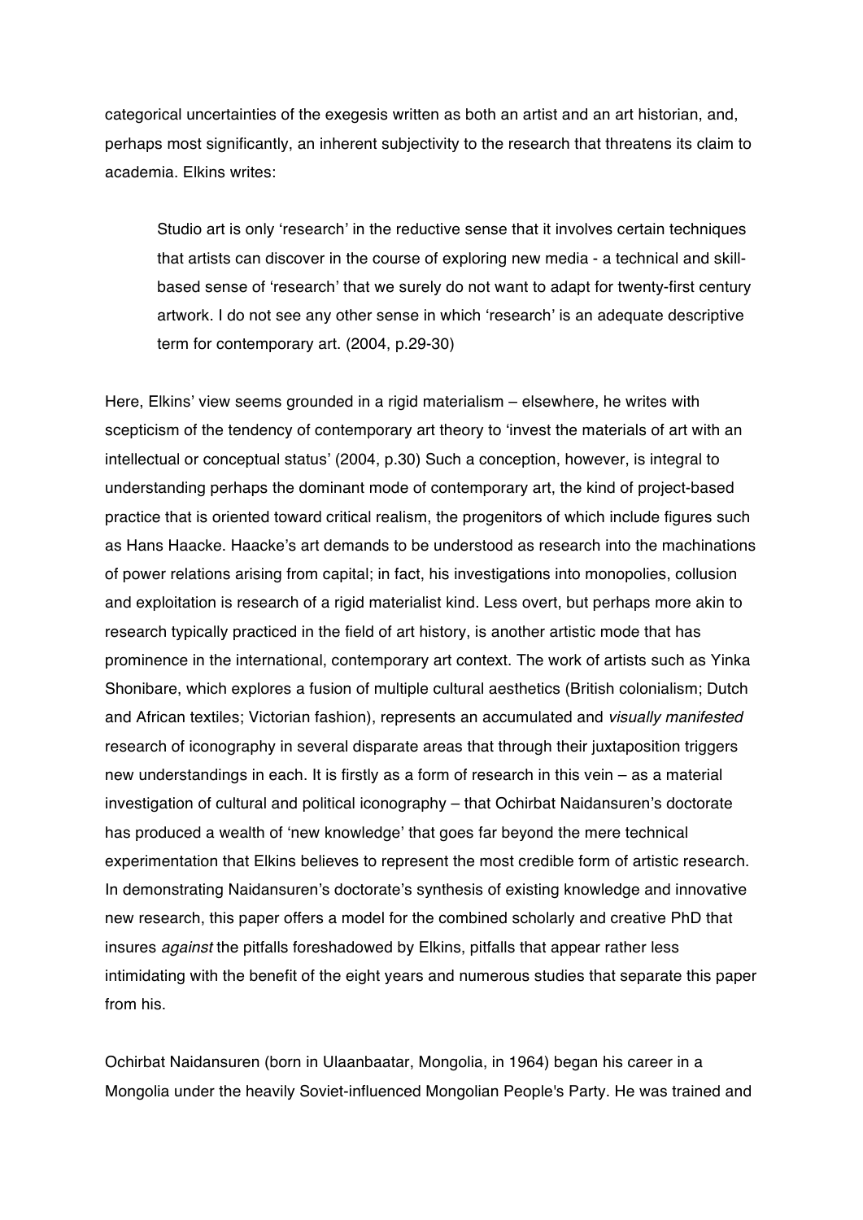categorical uncertainties of the exegesis written as both an artist and an art historian, and, perhaps most significantly, an inherent subjectivity to the research that threatens its claim to academia. Elkins writes:

> Studio art is only 'research' in the reductive sense that it involves certain techniques that artists can discover in the course of exploring new media - a technical and skill-based sense of 'research' that we surely do not want to adapt for twenty-first century artwork. I do not see any other sense in which 'research' is an adequate descriptive term for contemporary art. (2004, p.29-30)

Here, Elkins' view seems grounded in a rigid materialism – elsewhere, he writes with scepticism of the tendency of contemporary art theory to 'invest the materials of art with an intellectual or conceptual status' (2004, p.30) Such a conception, however, is integral to understanding perhaps the dominant mode of contemporary art, the kind of project-based practice that is oriented toward critical realism, the progenitors of which include figures such as Hans Haacke. Haacke's art demands to be understood as research into the machinations of power relations arising from capital; in fact, his investigations into monopolies, collusion and exploitation is research of a rigid materialist kind. Less overt, but perhaps more akin to research typically practiced in the field of art history, is another artistic mode that has prominence in the international, contemporary art context. The work of artists such as Yinka Shonibare, which explores a fusion of multiple cultural aesthetics (British colonialism; Dutch and African textiles; Victorian fashion), represents an accumulated and *visually manifested* research of iconography in several disparate areas that through their juxtaposition triggers new understandings in each. It is firstly as a form of research in this vein – as a material investigation of cultural and political iconography – that Ochirbat Naidansuren's doctorate has produced a wealth of 'new knowledge' that goes far beyond the mere technical experimentation that Elkins believes to represent the most credible form of artistic research. In demonstrating Naidansuren's doctorate's synthesis of existing knowledge and innovative new research, this paper offers a model for the combined scholarly and creative PhD that insures *against* the pitfalls foreshadowed by Elkins, pitfalls that appear rather less intimidating with the benefit of the eight years and numerous studies that separate this paper from his.

Ochirbat Naidansuren (born in Ulaanbaatar, Mongolia, in 1964) began his career in a Mongolia under the heavily Soviet-influenced Mongolian People's Party. He was trained and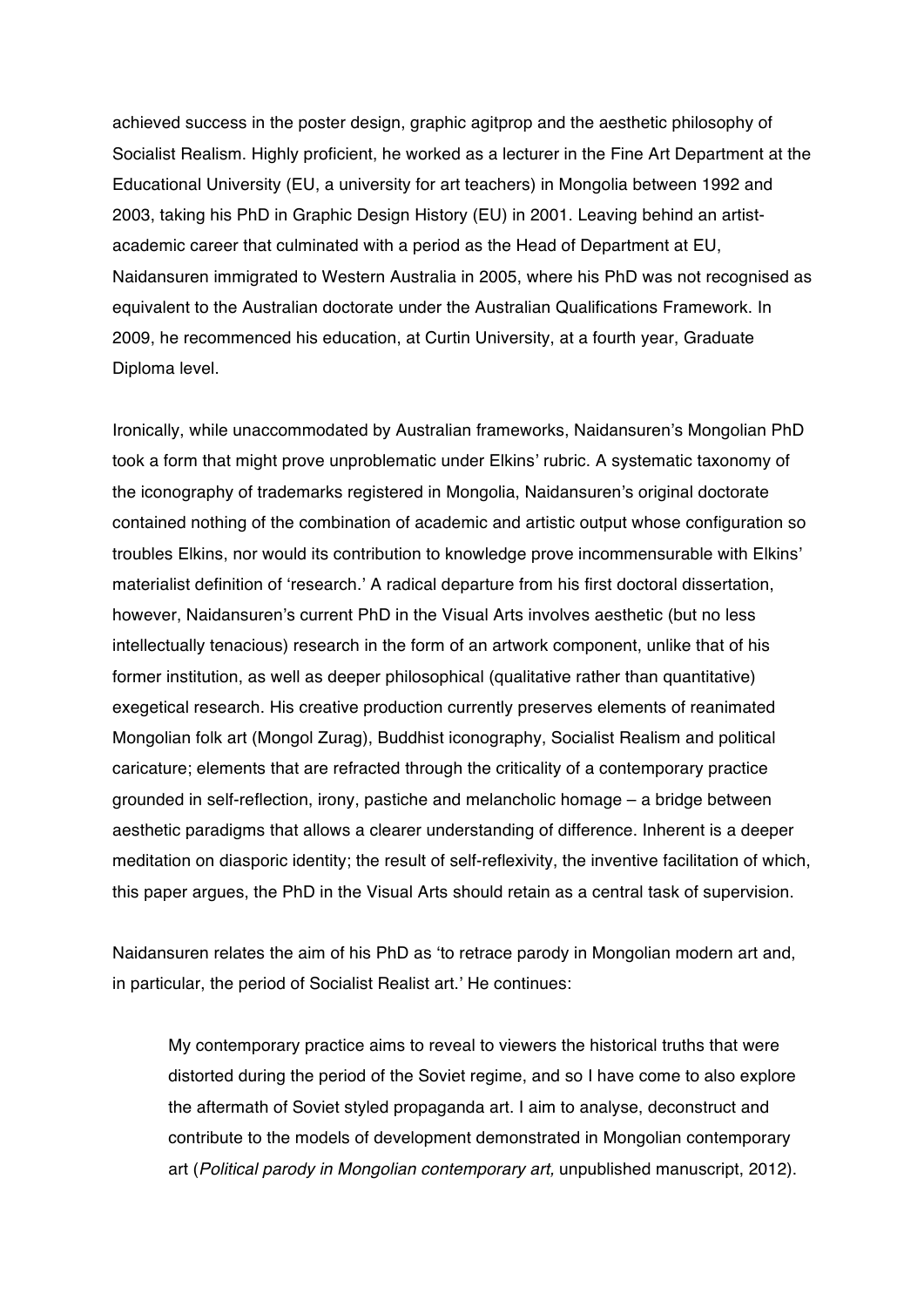achieved success in the poster design, graphic agitprop and the aesthetic philosophy of Socialist Realism. Highly proficient, he worked as a lecturer in the Fine Art Department at the Educational University (EU, a university for art teachers) in Mongolia between 1992 and 2003, taking his PhD in Graphic Design History (EU) in 2001. Leaving behind an artist-academic career that culminated with a period as the Head of Department at EU, Naidansuren immigrated to Western Australia in 2005, where his PhD was not recognised as equivalent to the Australian doctorate under the Australian Qualifications Framework. In 2009, he recommenced his education, at Curtin University, at a fourth year, Graduate Diploma level.

Ironically, while unaccommodated by Australian frameworks, Naidansuren's Mongolian PhD took a form that might prove unproblematic under Elkins' rubric. A systematic taxonomy of the iconography of trademarks registered in Mongolia, Naidansuren's original doctorate contained nothing of the combination of academic and artistic output whose configuration so troubles Elkins, nor would its contribution to knowledge prove incommensurable with Elkins' materialist definition of 'research.' A radical departure from his first doctoral dissertation, however, Naidansuren's current PhD in the Visual Arts involves aesthetic (but no less intellectually tenacious) research in the form of an artwork component, unlike that of his former institution, as well as deeper philosophical (qualitative rather than quantitative) exegetical research. His creative production currently preserves elements of reanimated Mongolian folk art (Mongol Zurag), Buddhist iconography, Socialist Realism and political caricature; elements that are refracted through the criticality of a contemporary practice grounded in self-reflection, irony, pastiche and melancholic homage – a bridge between aesthetic paradigms that allows a clearer understanding of difference. Inherent is a deeper meditation on diasporic identity; the result of self-reflexivity, the inventive facilitation of which, this paper argues, the PhD in the Visual Arts should retain as a central task of supervision.

Naidansuren relates the aim of his PhD as 'to retrace parody in Mongolian modern art and, in particular, the period of Socialist Realist art.' He continues:

> My contemporary practice aims to reveal to viewers the historical truths that were distorted during the period of the Soviet regime, and so I have come to also explore the aftermath of Soviet styled propaganda art. I aim to analyse, deconstruct and contribute to the models of development demonstrated in Mongolian contemporary art (*Political parody in Mongolian contemporary art,* unpublished manuscript, 2012).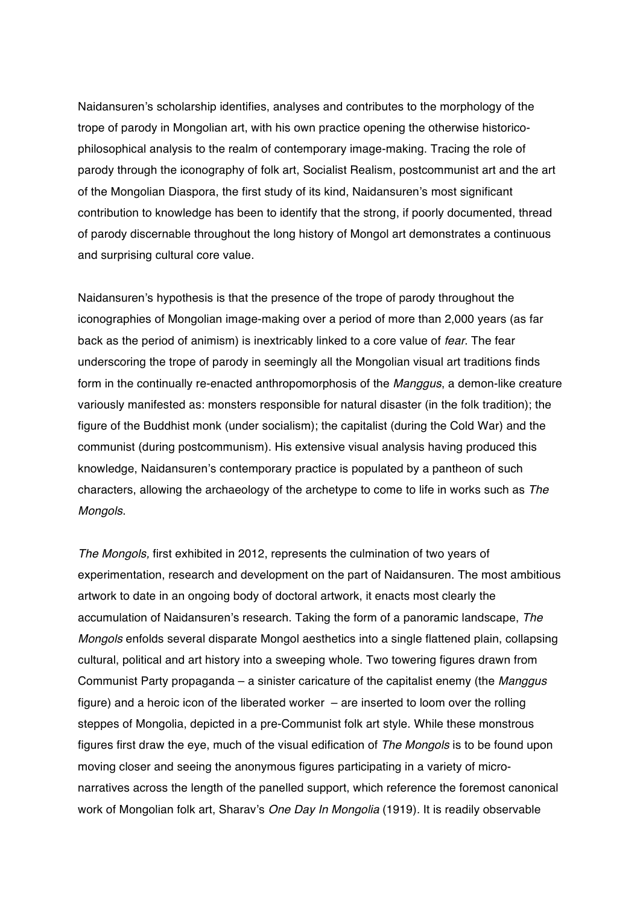Naidansuren's scholarship identifies, analyses and contributes to the morphology of the trope of parody in Mongolian art, with his own practice opening the otherwise historico-philosophical analysis to the realm of contemporary image-making. Tracing the role of parody through the iconography of folk art, Socialist Realism, postcommunist art and the art of the Mongolian Diaspora, the first study of its kind, Naidansuren's most significant contribution to knowledge has been to identify that the strong, if poorly documented, thread of parody discernable throughout the long history of Mongol art demonstrates a continuous and surprising cultural core value.

Naidansuren's hypothesis is that the presence of the trope of parody throughout the iconographies of Mongolian image-making over a period of more than 2,000 years (as far back as the period of animism) is inextricably linked to a core value of *fear*. The fear underscoring the trope of parody in seemingly all the Mongolian visual art traditions finds form in the continually re-enacted anthropomorphosis of the *Manggus*, a demon-like creature variously manifested as: monsters responsible for natural disaster (in the folk tradition); the figure of the Buddhist monk (under socialism); the capitalist (during the Cold War) and the communist (during postcommunism). His extensive visual analysis having produced this knowledge, Naidansuren's contemporary practice is populated by a pantheon of such characters, allowing the archaeology of the archetype to come to life in works such as *The Mongols*.

*The Mongols,* first exhibited in 2012, represents the culmination of two years of experimentation, research and development on the part of Naidansuren. The most ambitious artwork to date in an ongoing body of doctoral artwork, it enacts most clearly the accumulation of Naidansuren's research. Taking the form of a panoramic landscape, *The Mongols* enfolds several disparate Mongol aesthetics into a single flattened plain, collapsing cultural, political and art history into a sweeping whole. Two towering figures drawn from Communist Party propaganda – a sinister caricature of the capitalist enemy (the *Manggus* figure) and a heroic icon of the liberated worker – are inserted to loom over the rolling steppes of Mongolia, depicted in a pre-Communist folk art style. While these monstrous figures first draw the eye, much of the visual edification of *The Mongols* is to be found upon moving closer and seeing the anonymous figures participating in a variety of micro-narratives across the length of the panelled support, which reference the foremost canonical work of Mongolian folk art, Sharav's *One Day In Mongolia* (1919). It is readily observable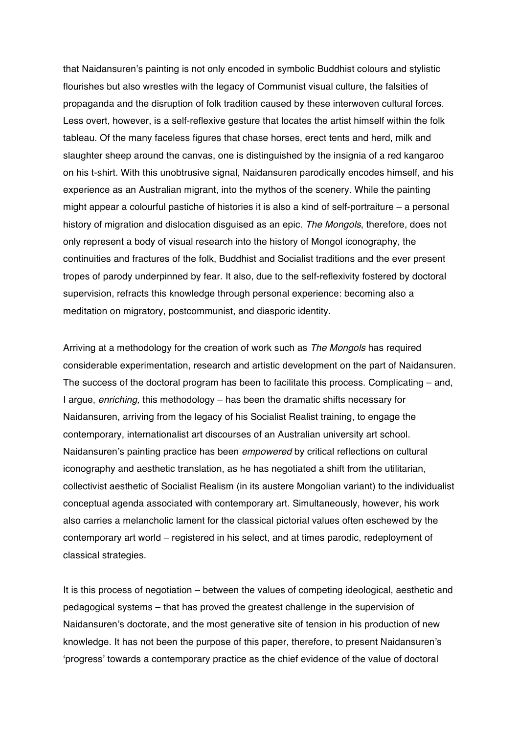that Naidansuren's painting is not only encoded in symbolic Buddhist colours and stylistic flourishes but also wrestles with the legacy of Communist visual culture, the falsities of propaganda and the disruption of folk tradition caused by these interwoven cultural forces. Less overt, however, is a self-reflexive gesture that locates the artist himself within the folk tableau. Of the many faceless figures that chase horses, erect tents and herd, milk and slaughter sheep around the canvas, one is distinguished by the insignia of a red kangaroo on his t-shirt. With this unobtrusive signal, Naidansuren parodically encodes himself, and his experience as an Australian migrant, into the mythos of the scenery. While the painting might appear a colourful pastiche of histories it is also a kind of self-portraiture – a personal history of migration and dislocation disguised as an epic. *The Mongols*, therefore, does not only represent a body of visual research into the history of Mongol iconography, the continuities and fractures of the folk, Buddhist and Socialist traditions and the ever present tropes of parody underpinned by fear. It also, due to the self-reflexivity fostered by doctoral supervision, refracts this knowledge through personal experience: becoming also a meditation on migratory, postcommunist, and diasporic identity.

Arriving at a methodology for the creation of work such as *The Mongols* has required considerable experimentation, research and artistic development on the part of Naidansuren. The success of the doctoral program has been to facilitate this process. Complicating – and, I argue, *enriching,* this methodology – has been the dramatic shifts necessary for Naidansuren, arriving from the legacy of his Socialist Realist training, to engage the contemporary, internationalist art discourses of an Australian university art school. Naidansuren's painting practice has been *empowered* by critical reflections on cultural iconography and aesthetic translation, as he has negotiated a shift from the utilitarian, collectivist aesthetic of Socialist Realism (in its austere Mongolian variant) to the individualist conceptual agenda associated with contemporary art. Simultaneously, however, his work also carries a melancholic lament for the classical pictorial values often eschewed by the contemporary art world – registered in his select, and at times parodic, redeployment of classical strategies.

It is this process of negotiation – between the values of competing ideological, aesthetic and pedagogical systems – that has proved the greatest challenge in the supervision of Naidansuren's doctorate, and the most generative site of tension in his production of new knowledge. It has not been the purpose of this paper, therefore, to present Naidansuren's 'progress' towards a contemporary practice as the chief evidence of the value of doctoral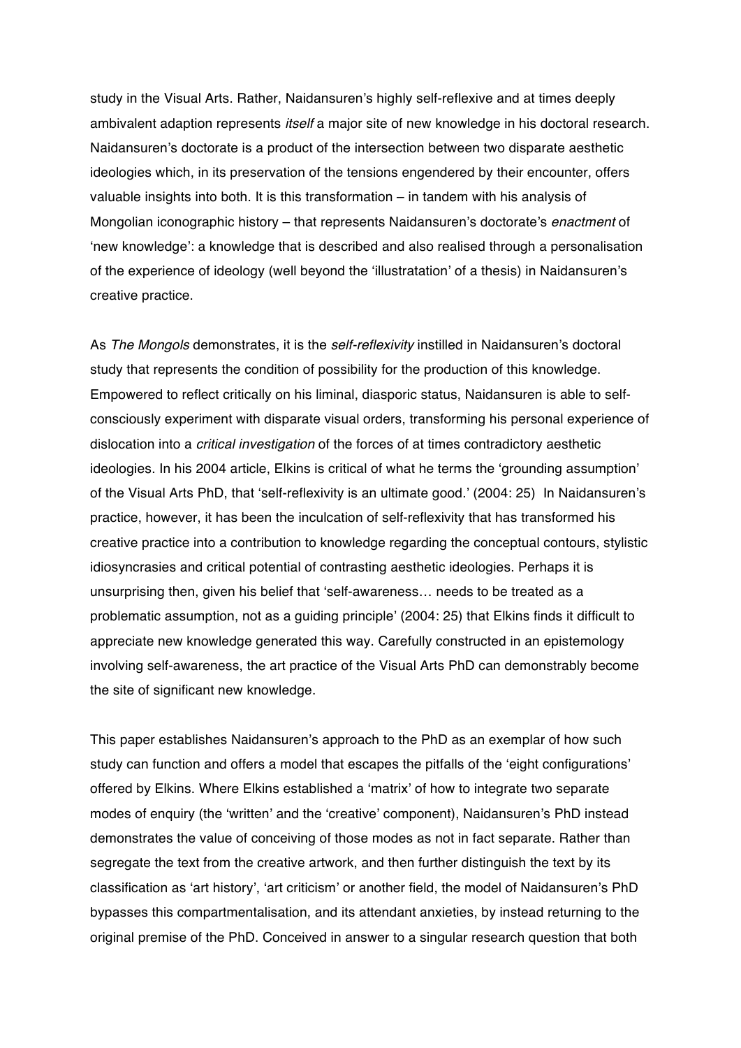study in the Visual Arts. Rather, Naidansuren's highly self-reflexive and at times deeply ambivalent adaption represents *itself* a major site of new knowledge in his doctoral research. Naidansuren's doctorate is a product of the intersection between two disparate aesthetic ideologies which, in its preservation of the tensions engendered by their encounter, offers valuable insights into both. It is this transformation – in tandem with his analysis of Mongolian iconographic history – that represents Naidansuren's doctorate's *enactment* of 'new knowledge': a knowledge that is described and also realised through a personalisation of the experience of ideology (well beyond the 'illustratation' of a thesis) in Naidansuren's creative practice.

As *The Mongols* demonstrates, it is the *self-reflexivity* instilled in Naidansuren's doctoral study that represents the condition of possibility for the production of this knowledge. Empowered to reflect critically on his liminal, diasporic status, Naidansuren is able to self-consciously experiment with disparate visual orders, transforming his personal experience of dislocation into a *critical investigation* of the forces of at times contradictory aesthetic ideologies. In his 2004 article, Elkins is critical of what he terms the 'grounding assumption' of the Visual Arts PhD, that 'self-reflexivity is an ultimate good.' (2004: 25) In Naidansuren's practice, however, it has been the inculcation of self-reflexivity that has transformed his creative practice into a contribution to knowledge regarding the conceptual contours, stylistic idiosyncrasies and critical potential of contrasting aesthetic ideologies. Perhaps it is unsurprising then, given his belief that 'self-awareness… needs to be treated as a problematic assumption, not as a guiding principle' (2004: 25) that Elkins finds it difficult to appreciate new knowledge generated this way. Carefully constructed in an epistemology involving self-awareness, the art practice of the Visual Arts PhD can demonstrably become the site of significant new knowledge.

This paper establishes Naidansuren's approach to the PhD as an exemplar of how such study can function and offers a model that escapes the pitfalls of the 'eight configurations' offered by Elkins. Where Elkins established a 'matrix' of how to integrate two separate modes of enquiry (the 'written' and the 'creative' component), Naidansuren's PhD instead demonstrates the value of conceiving of those modes as not in fact separate. Rather than segregate the text from the creative artwork, and then further distinguish the text by its classification as 'art history', 'art criticism' or another field, the model of Naidansuren's PhD bypasses this compartmentalisation, and its attendant anxieties, by instead returning to the original premise of the PhD. Conceived in answer to a singular research question that both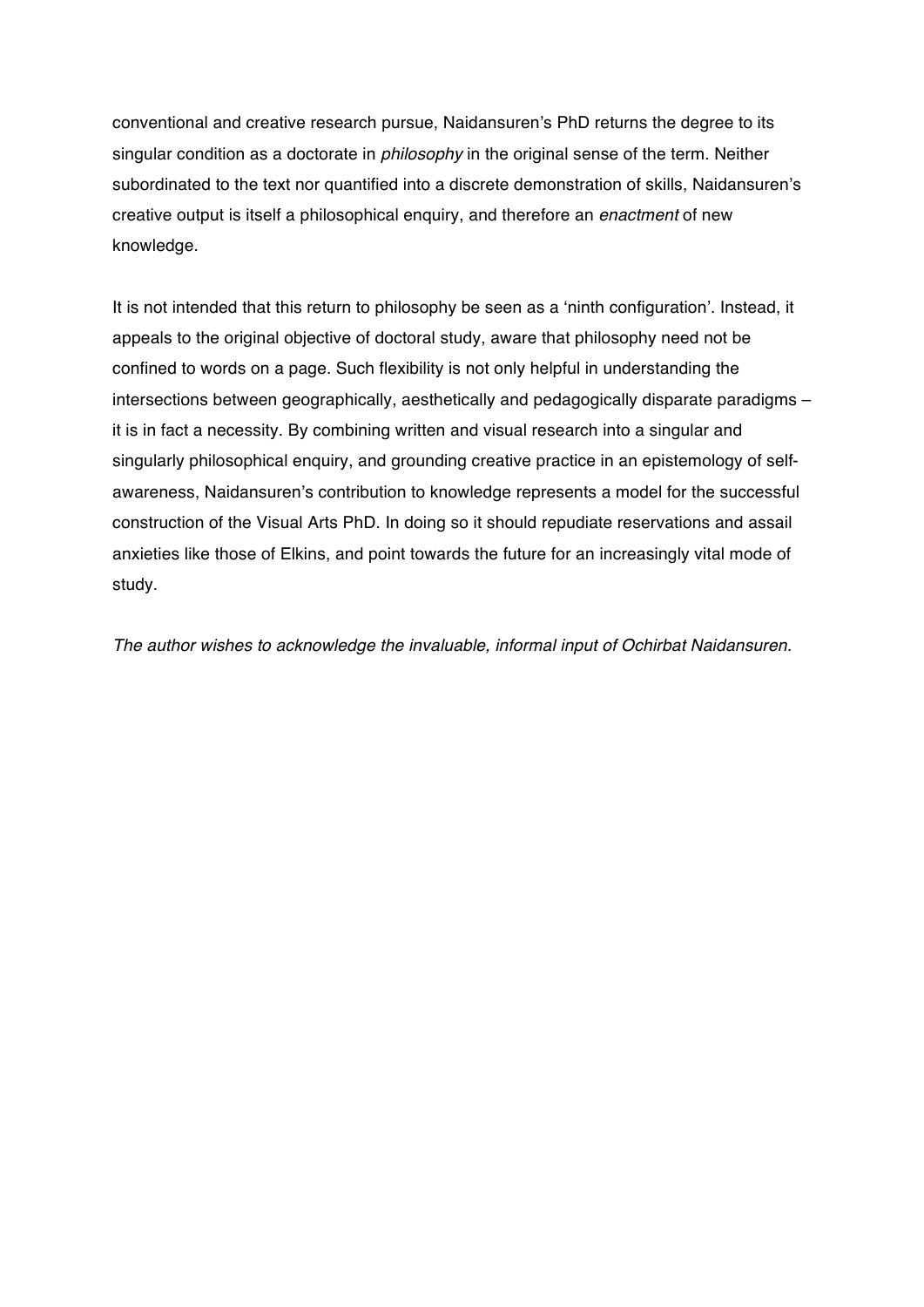conventional and creative research pursue, Naidansuren's PhD returns the degree to its singular condition as a doctorate in *philosophy* in the original sense of the term. Neither subordinated to the text nor quantified into a discrete demonstration of skills, Naidansuren's creative output is itself a philosophical enquiry, and therefore an *enactment* of new knowledge.

It is not intended that this return to philosophy be seen as a 'ninth configuration'. Instead, it appeals to the original objective of doctoral study, aware that philosophy need not be confined to words on a page. Such flexibility is not only helpful in understanding the intersections between geographically, aesthetically and pedagogically disparate paradigms – it is in fact a necessity. By combining written and visual research into a singular and singularly philosophical enquiry, and grounding creative practice in an epistemology of self-awareness, Naidansuren's contribution to knowledge represents a model for the successful construction of the Visual Arts PhD. In doing so it should repudiate reservations and assail anxieties like those of Elkins, and point towards the future for an increasingly vital mode of study.

*The author wishes to acknowledge the invaluable, informal input of Ochirbat Naidansuren.*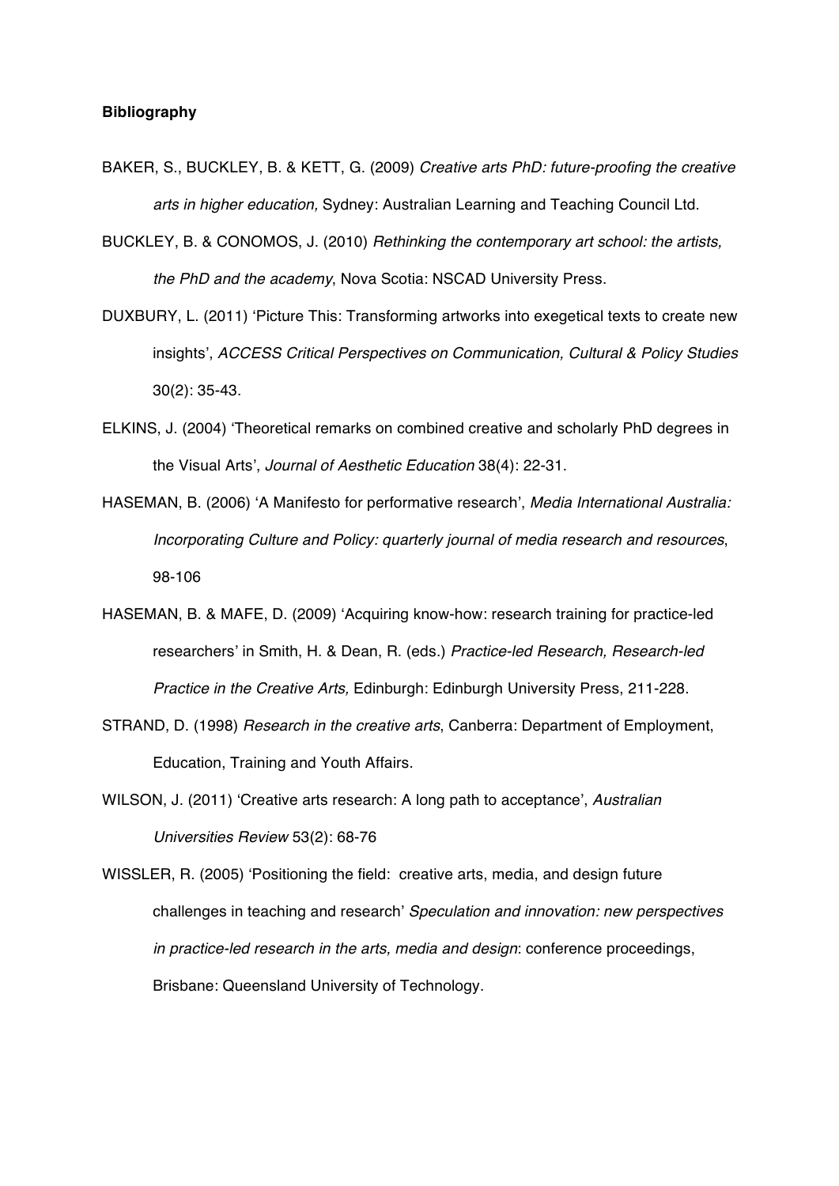**Bibliography**

BAKER, S., BUCKLEY, B. & KETT, G. (2009) *Creative arts PhD: future-proofing the creative arts in higher education,* Sydney: Australian Learning and Teaching Council Ltd.

BUCKLEY, B. & CONOMOS, J. (2010) *Rethinking the contemporary art school: the artists, the PhD and the academy*, Nova Scotia: NSCAD University Press.

DUXBURY, L. (2011) 'Picture This: Transforming artworks into exegetical texts to create new insights', *ACCESS Critical Perspectives on Communication, Cultural & Policy Studies* 30(2): 35-43.

ELKINS, J. (2004) 'Theoretical remarks on combined creative and scholarly PhD degrees in the Visual Arts', *Journal of Aesthetic Education* 38(4): 22-31.

HASEMAN, B. (2006) 'A Manifesto for performative research', *Media International Australia: Incorporating Culture and Policy: quarterly journal of media research and resources*, 98-106

HASEMAN, B. & MAFE, D. (2009) 'Acquiring know-how: research training for practice-led researchers' in Smith, H. & Dean, R. (eds.) *Practice-led Research, Research-led Practice in the Creative Arts,* Edinburgh: Edinburgh University Press, 211-228.

STRAND, D. (1998) *Research in the creative arts*, Canberra: Department of Employment, Education, Training and Youth Affairs.

WILSON, J. (2011) 'Creative arts research: A long path to acceptance', *Australian Universities Review* 53(2): 68-76

WISSLER, R. (2005) 'Positioning the field: creative arts, media, and design future challenges in teaching and research' *Speculation and innovation: new perspectives in practice-led research in the arts, media and design*: conference proceedings, Brisbane: Queensland University of Technology.